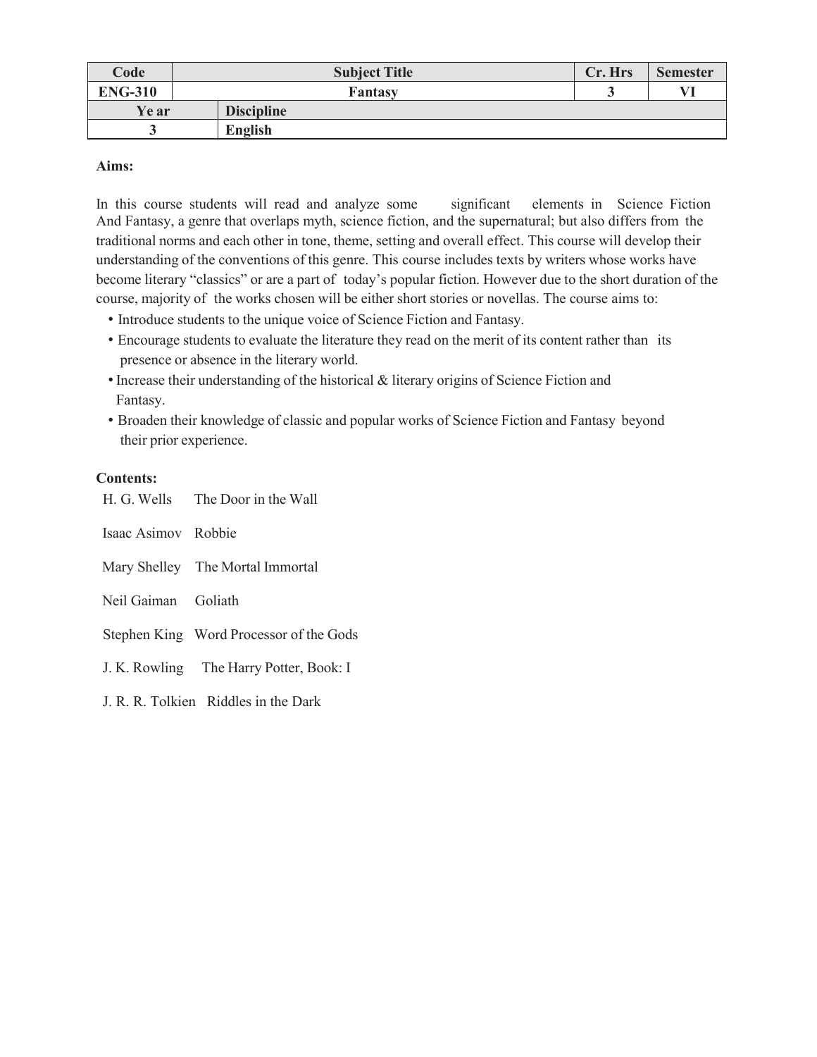| Code | Subject Title | Cr. Hrs | Semester |
|---|---|---|---|
| ENG-310 | Fantasy | 3 | VI |

| Ye ar | Discipline |
|---|---|
| 3 | English |

**Aims:**

In this course students will read and analyze some significant elements in Science Fiction And Fantasy, a genre that overlaps myth, science fiction, and the supernatural; but also differs from the traditional norms and each other in tone, theme, setting and overall effect. This course will develop their understanding of the conventions of this genre. This course includes texts by writers whose works have become literary "classics" or are a part of today's popular fiction. However due to the short duration of the course, majority of the works chosen will be either short stories or novellas. The course aims to:

- Introduce students to the unique voice of Science Fiction and Fantasy.
- Encourage students to evaluate the literature they read on the merit of its content rather than its presence or absence in the literary world.
- Increase their understanding of the historical & literary origins of Science Fiction and Fantasy.
- Broaden their knowledge of classic and popular works of Science Fiction and Fantasy beyond their prior experience.

**Contents:**

H. G. Wells The Door in the Wall

Isaac Asimov Robbie

Mary Shelley The Mortal Immortal

Neil Gaiman Goliath

Stephen King Word Processor of the Gods

J. K. Rowling The Harry Potter, Book: I

J. R. R. Tolkien Riddles in the Dark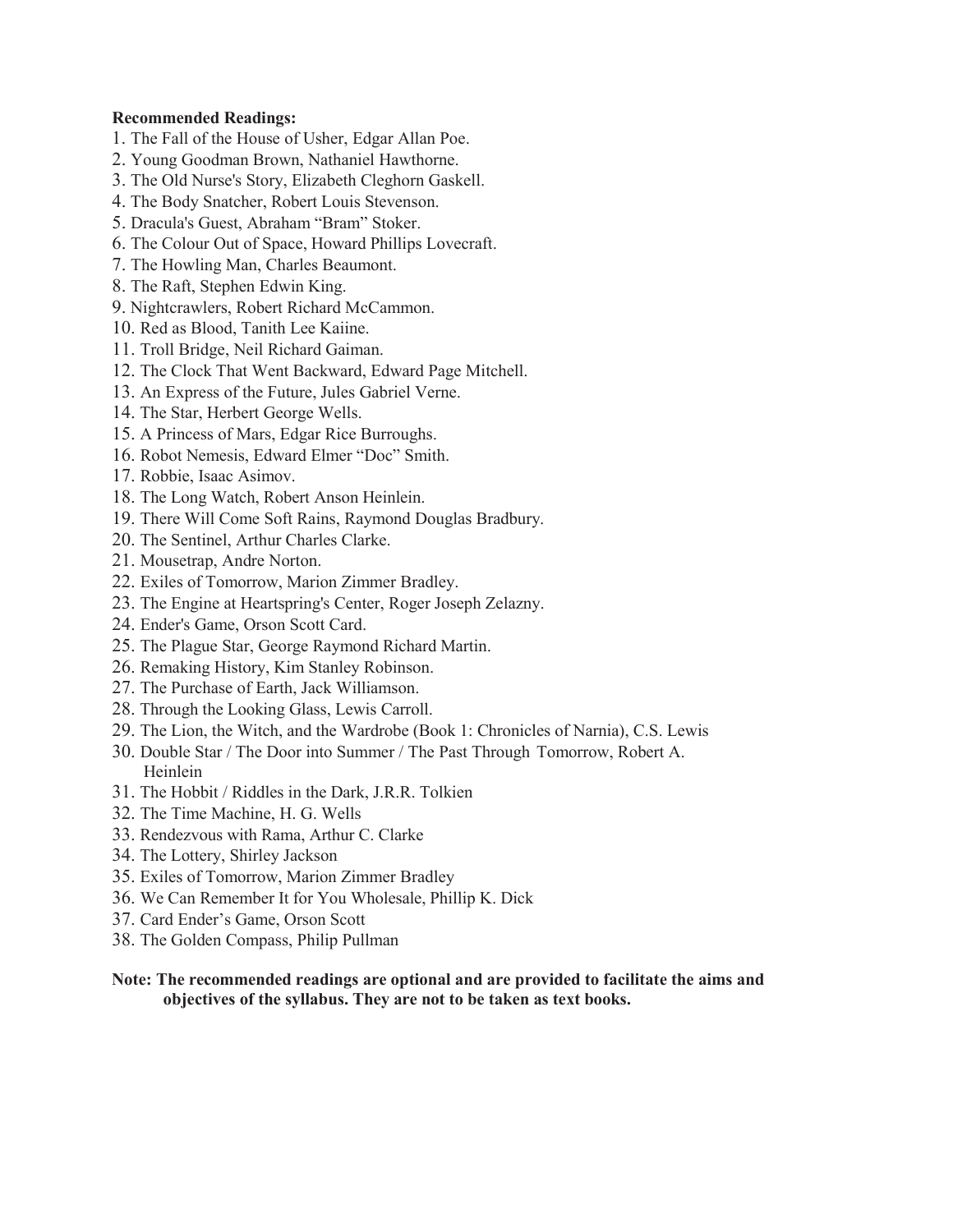**Recommended Readings:**

1. The Fall of the House of Usher, Edgar Allan Poe.
2. Young Goodman Brown, Nathaniel Hawthorne.
3. The Old Nurse's Story, Elizabeth Cleghorn Gaskell.
4. The Body Snatcher, Robert Louis Stevenson.
5. Dracula's Guest, Abraham “Bram” Stoker.
6. The Colour Out of Space, Howard Phillips Lovecraft.
7. The Howling Man, Charles Beaumont.
8. The Raft, Stephen Edwin King.
9. Nightcrawlers, Robert Richard McCammon.
10. Red as Blood, Tanith Lee Kaiine.
11. Troll Bridge, Neil Richard Gaiman.
12. The Clock That Went Backward, Edward Page Mitchell.
13. An Express of the Future, Jules Gabriel Verne.
14. The Star, Herbert George Wells.
15. A Princess of Mars, Edgar Rice Burroughs.
16. Robot Nemesis, Edward Elmer “Doc” Smith.
17. Robbie, Isaac Asimov.
18. The Long Watch, Robert Anson Heinlein.
19. There Will Come Soft Rains, Raymond Douglas Bradbury.
20. The Sentinel, Arthur Charles Clarke.
21. Mousetrap, Andre Norton.
22. Exiles of Tomorrow, Marion Zimmer Bradley.
23. The Engine at Heartspring's Center, Roger Joseph Zelazny.
24. Ender's Game, Orson Scott Card.
25. The Plague Star, George Raymond Richard Martin.
26. Remaking History, Kim Stanley Robinson.
27. The Purchase of Earth, Jack Williamson.
28. Through the Looking Glass, Lewis Carroll.
29. The Lion, the Witch, and the Wardrobe (Book 1: Chronicles of Narnia), C.S. Lewis
30. Double Star / The Door into Summer / The Past Through Tomorrow, Robert A. Heinlein
31. The Hobbit / Riddles in the Dark, J.R.R. Tolkien
32. The Time Machine, H. G. Wells
33. Rendezvous with Rama, Arthur C. Clarke
34. The Lottery, Shirley Jackson
35. Exiles of Tomorrow, Marion Zimmer Bradley
36. We Can Remember It for You Wholesale, Phillip K. Dick
37. Card Ender’s Game, Orson Scott
38. The Golden Compass, Philip Pullman

**Note: The recommended readings are optional and are provided to facilitate the aims and objectives of the syllabus. They are not to be taken as text books.**